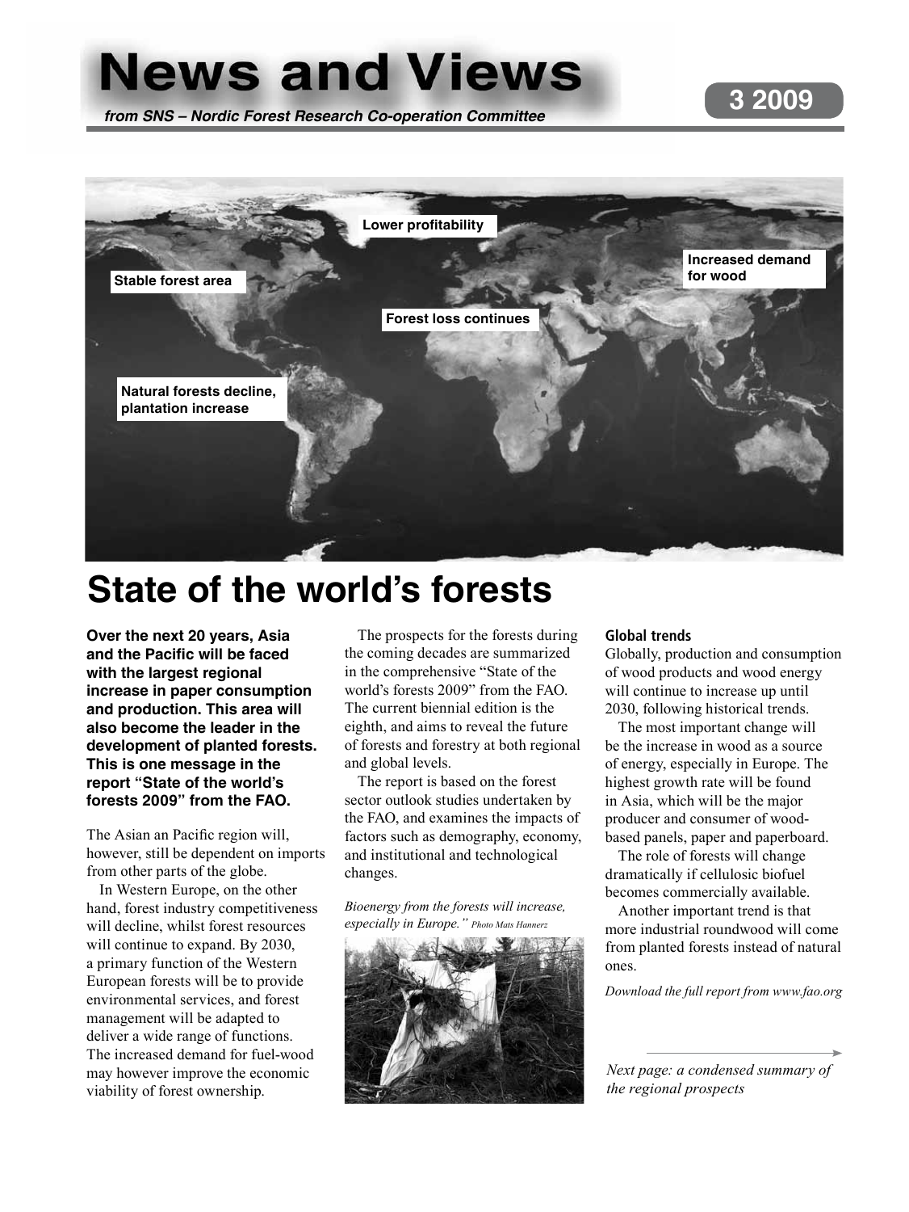# News and Views

*from SNS – Nordic Forest Research Co-operation Committee*

Lower profitability

Increased demand for wood

Stable forest area

Forest loss continues

Natural forests decline, plantation increase

# State of the world's forests

**Over the next 20 years, Asia and the Pacific will be faced with the largest regional increase in paper consumption and production. This area will also become the leader in the development of planted forests. This is one message in the report "State of the world's forests 2009" from the FAO.**

The Asian an Pacific region will, however, still be dependent on imports from other parts of the globe.

In Western Europe, on the other hand, forest industry competitiveness will decline, whilst forest resources will continue to expand. By 2030, a primary function of the Western European forests will be to provide environmental services, and forest management will be adapted to deliver a wide range of functions. The increased demand for fuel-wood may however improve the economic viability of forest ownership.

The prospects for the forests during the coming decades are summarized in the comprehensive "State of the world's forests 2009" from the FAO. The current biennial edition is the eighth, and aims to reveal the future of forests and forestry at both regional and global levels.

The report is based on the forest sector outlook studies undertaken by the FAO, and examines the impacts of factors such as demography, economy, and institutional and technological changes.

*Bioenergy from the forests will increase, especially in Europe." Photo Mats Hannerz*

### Global trends

Globally, production and consumption of wood products and wood energy will continue to increase up until 2030, following historical trends.

The most important change will be the increase in wood as a source of energy, especially in Europe. The highest growth rate will be found in Asia, which will be the major producer and consumer of wood-based panels, paper and paperboard.

The role of forests will change dramatically if cellulosic biofuel becomes commercially available.

Another important trend is that more industrial roundwood will come from planted forests instead of natural ones.

*Download the full report from www.fao.org*

*Next page: a condensed summary of the regional prospects*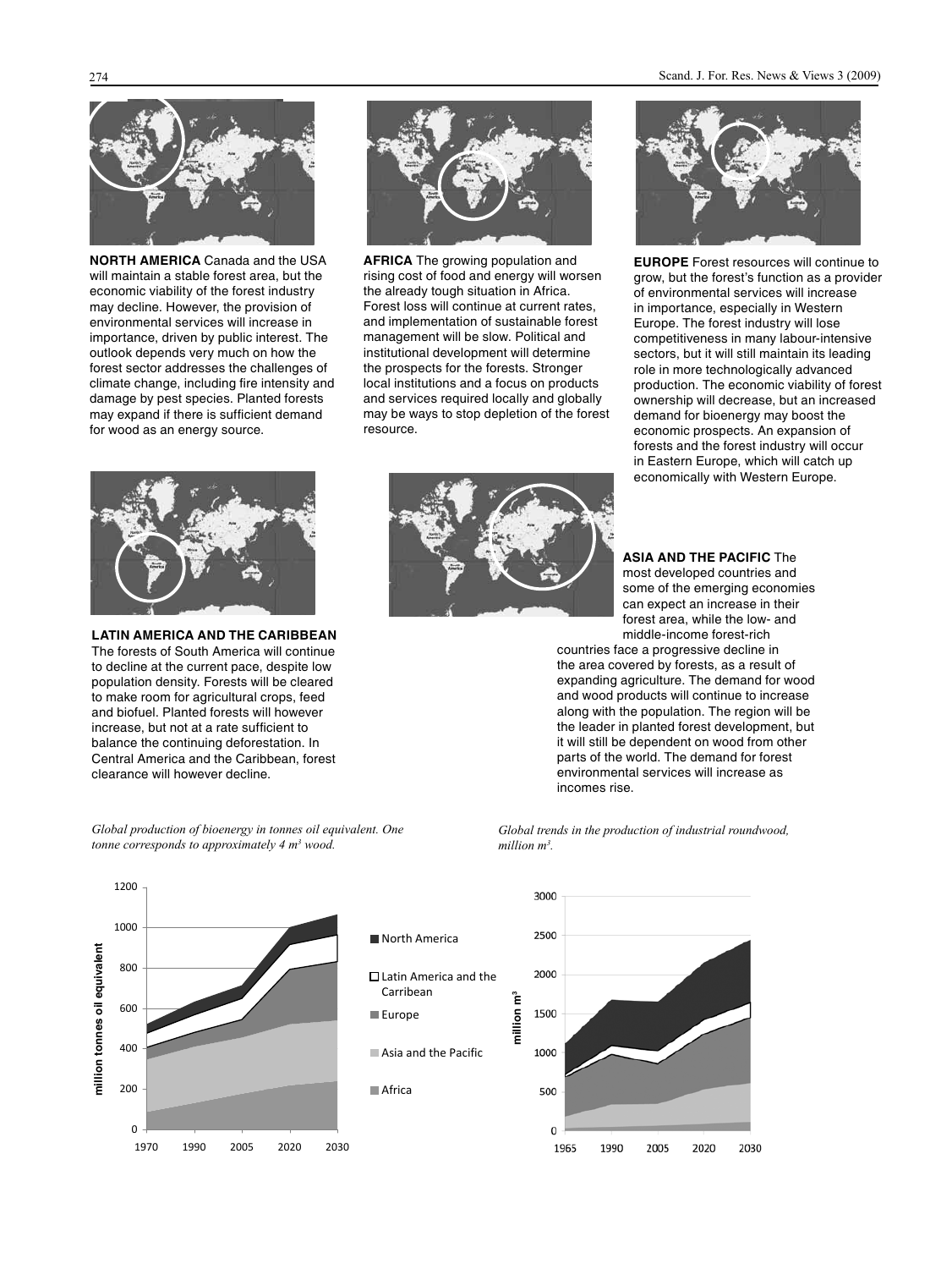**NORTH AMERICA** Canada and the USA will maintain a stable forest area, but the economic viability of the forest industry may decline. However, the provision of environmental services will increase in importance, driven by public interest. The outlook depends very much on how the forest sector addresses the challenges of climate change, including fire intensity and damage by pest species. Planted forests may expand if there is sufficient demand for wood as an energy source.

**AFRICA** The growing population and rising cost of food and energy will worsen the already tough situation in Africa. Forest loss will continue at current rates, and implementation of sustainable forest management will be slow. Political and institutional development will determine the prospects for the forests. Stronger local institutions and a focus on products and services required locally and globally may be ways to stop depletion of the forest resource.

**EUROPE** Forest resources will continue to grow, but the forest's function as a provider of environmental services will increase in importance, especially in Western Europe. The forest industry will lose competitiveness in many labour-intensive sectors, but it will still maintain its leading role in more technologically advanced production. The economic viability of forest ownership will decrease, but an increased demand for bioenergy may boost the economic prospects. An expansion of forests and the forest industry will occur in Eastern Europe, which will catch up economically with Western Europe.

**LATIN AMERICA AND THE CARIBBEAN** The forests of South America will continue to decline at the current pace, despite low population density. Forests will be cleared to make room for agricultural crops, feed and biofuel. Planted forests will however increase, but not at a rate sufficient to balance the continuing deforestation. In Central America and the Caribbean, forest clearance will however decline.

**ASIA AND THE PACIFIC** The most developed countries and some of the emerging economies can expect an increase in their forest area, while the low- and middle-income forest-rich countries face a progressive decline in the area covered by forests, as a result of expanding agriculture. The demand for wood and wood products will continue to increase along with the population. The region will be the leader in planted forest development, but it will still be dependent on wood from other parts of the world. The demand for forest environmental services will increase as incomes rise.

*Global production of bioenergy in tonnes oil equivalent. One tonne corresponds to approximately 4 m³ wood.*

*Global trends in the production of industrial roundwood, million m³.*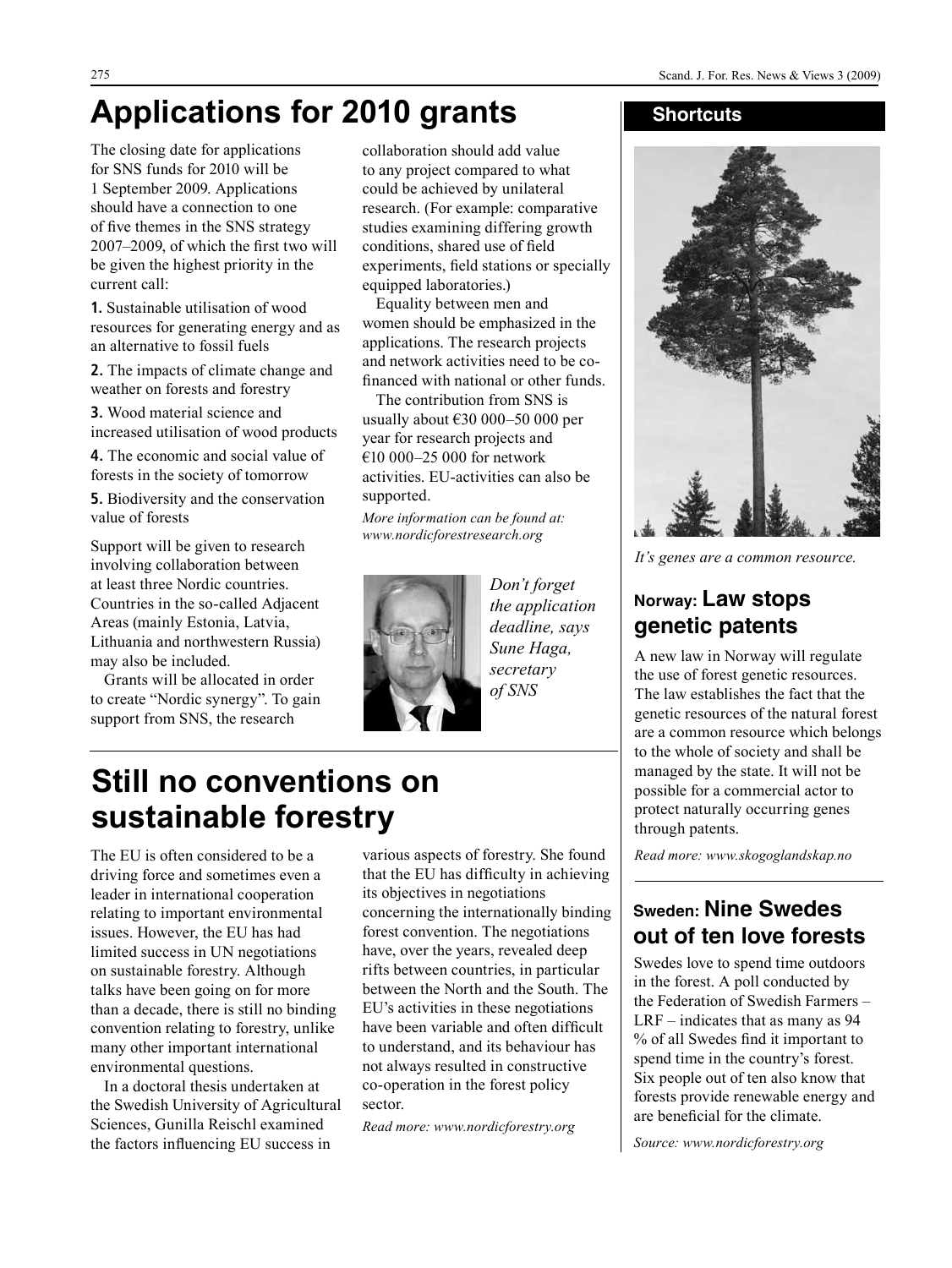# Applications for 2010 grants

The closing date for applications for SNS funds for 2010 will be 1 September 2009. Applications should have a connection to one of five themes in the SNS strategy 2007–2009, of which the first two will be given the highest priority in the current call:

**1.** Sustainable utilisation of wood resources for generating energy and as an alternative to fossil fuels

**2.** The impacts of climate change and weather on forests and forestry

**3.** Wood material science and increased utilisation of wood products

**4.** The economic and social value of forests in the society of tomorrow

**5.** Biodiversity and the conservation value of forests

Support will be given to research involving collaboration between at least three Nordic countries. Countries in the so-called Adjacent Areas (mainly Estonia, Latvia, Lithuania and northwestern Russia) may also be included.

Grants will be allocated in order to create "Nordic synergy". To gain support from SNS, the research collaboration should add value to any project compared to what could be achieved by unilateral research. (For example: comparative studies examining differing growth conditions, shared use of field experiments, field stations or specially equipped laboratories.)

Equality between men and women should be emphasized in the applications. The research projects and network activities need to be co-financed with national or other funds.

The contribution from SNS is usually about €30 000–50 000 per year for research projects and €10 000–25 000 for network activities. EU-activities can also be supported.

*More information can be found at: www.nordicforestresearch.org*

*Don't forget the application deadline, says Sune Haga, secretary of SNS*

# Still no conventions on sustainable forestry

The EU is often considered to be a driving force and sometimes even a leader in international cooperation relating to important environmental issues. However, the EU has had limited success in UN negotiations on sustainable forestry. Although talks have been going on for more than a decade, there is still no binding convention relating to forestry, unlike many other important international environmental questions.

In a doctoral thesis undertaken at the Swedish University of Agricultural Sciences, Gunilla Reischl examined the factors influencing EU success in various aspects of forestry. She found that the EU has difficulty in achieving its objectives in negotiations concerning the internationally binding forest convention. The negotiations have, over the years, revealed deep rifts between countries, in particular between the North and the South. The EU's activities in these negotiations have been variable and often difficult to understand, and its behaviour has not always resulted in constructive co-operation in the forest policy sector.

*Read more: www.nordicforestry.org*

## Shortcuts

*It's genes are a common resource.*

### Norway: Law stops genetic patents

A new law in Norway will regulate the use of forest genetic resources. The law establishes the fact that the genetic resources of the natural forest are a common resource which belongs to the whole of society and shall be managed by the state. It will not be possible for a commercial actor to protect naturally occurring genes through patents.

*Read more: www.skogoglandskap.no*

### Sweden: Nine Swedes out of ten love forests

Swedes love to spend time outdoors in the forest. A poll conducted by the Federation of Swedish Farmers – LRF – indicates that as many as 94 % of all Swedes find it important to spend time in the country's forest. Six people out of ten also know that forests provide renewable energy and are beneficial for the climate.

*Source: www.nordicforestry.org*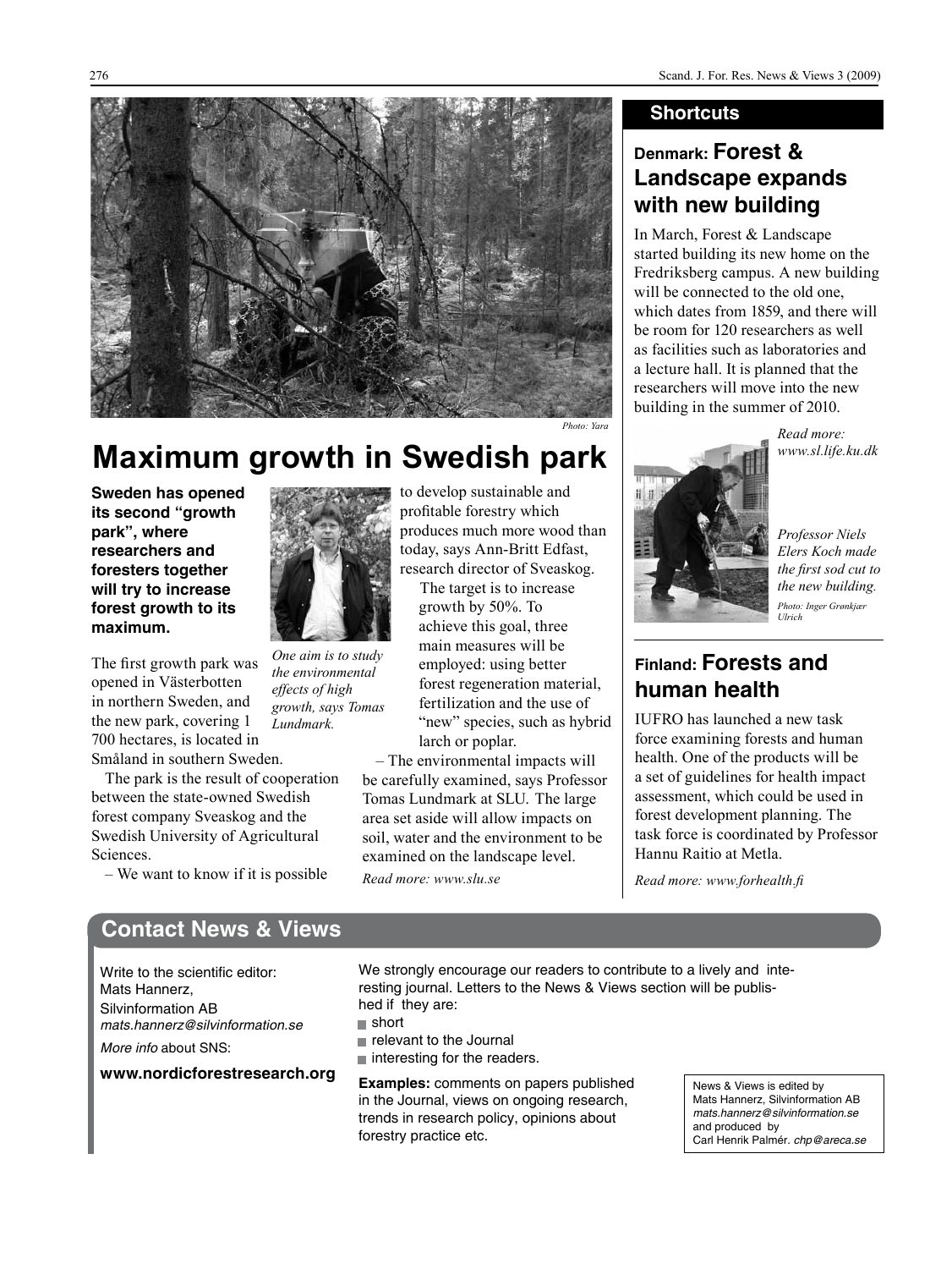Photo: Yara

# Maximum growth in Swedish park

**Sweden has opened its second "growth park", where researchers and foresters together will try to increase forest growth to its maximum.**

The first growth park was opened in Västerbotten in northern Sweden, and the new park, covering 1 700 hectares, is located in Småland in southern Sweden.

The park is the result of cooperation between the state-owned Swedish forest company Sveaskog and the Swedish University of Agricultural Sciences.

– We want to know if it is possible to develop sustainable and profitable forestry which produces much more wood than today, says Ann-Britt Edfast, research director of Sveaskog.

*One aim is to study the environmental effects of high growth, says Tomas Lundmark.*

The target is to increase growth by 50%. To achieve this goal, three main measures will be employed: using better forest regeneration material, fertilization and the use of "new" species, such as hybrid larch or poplar.

– The environmental impacts will be carefully examined, says Professor Tomas Lundmark at SLU. The large area set aside will allow impacts on soil, water and the environment to be examined on the landscape level.

*Read more: www.slu.se*

## Shortcuts

### Denmark: Forest & Landscape expands with new building

In March, Forest & Landscape started building its new home on the Fredriksberg campus. A new building will be connected to the old one, which dates from 1859, and there will be room for 120 researchers as well as facilities such as laboratories and a lecture hall. It is planned that the researchers will move into the new building in the summer of 2010.

*Read more: www.sl.life.ku.dk*

*Professor Niels Elers Koch made the first sod cut to the new building.*

*Photo: Inger Grønkjær Ulrich*

### Finland: Forests and human health

IUFRO has launched a new task force examining forests and human health. One of the products will be a set of guidelines for health impact assessment, which could be used in forest development planning. The task force is coordinated by Professor Hannu Raitio at Metla.

*Read more: www.forhealth.fi*

## Contact News & Views

Write to the scientific editor:
Mats Hannerz,
Silvinformation AB
*mats.hannerz@silvinformation.se*

*More info* about SNS:

**www.nordicforestresearch.org**

We strongly encourage our readers to contribute to a lively and interesting journal. Letters to the News & Views section will be published if they are:

- short
- relevant to the Journal
- interesting for the readers.

**Examples:** comments on papers published in the Journal, views on ongoing research, trends in research policy, opinions about forestry practice etc.

News & Views is edited by Mats Hannerz, Silvinformation AB *mats.hannerz@silvinformation.se* and produced by Carl Henrik Palmér. *chp@areca.se*